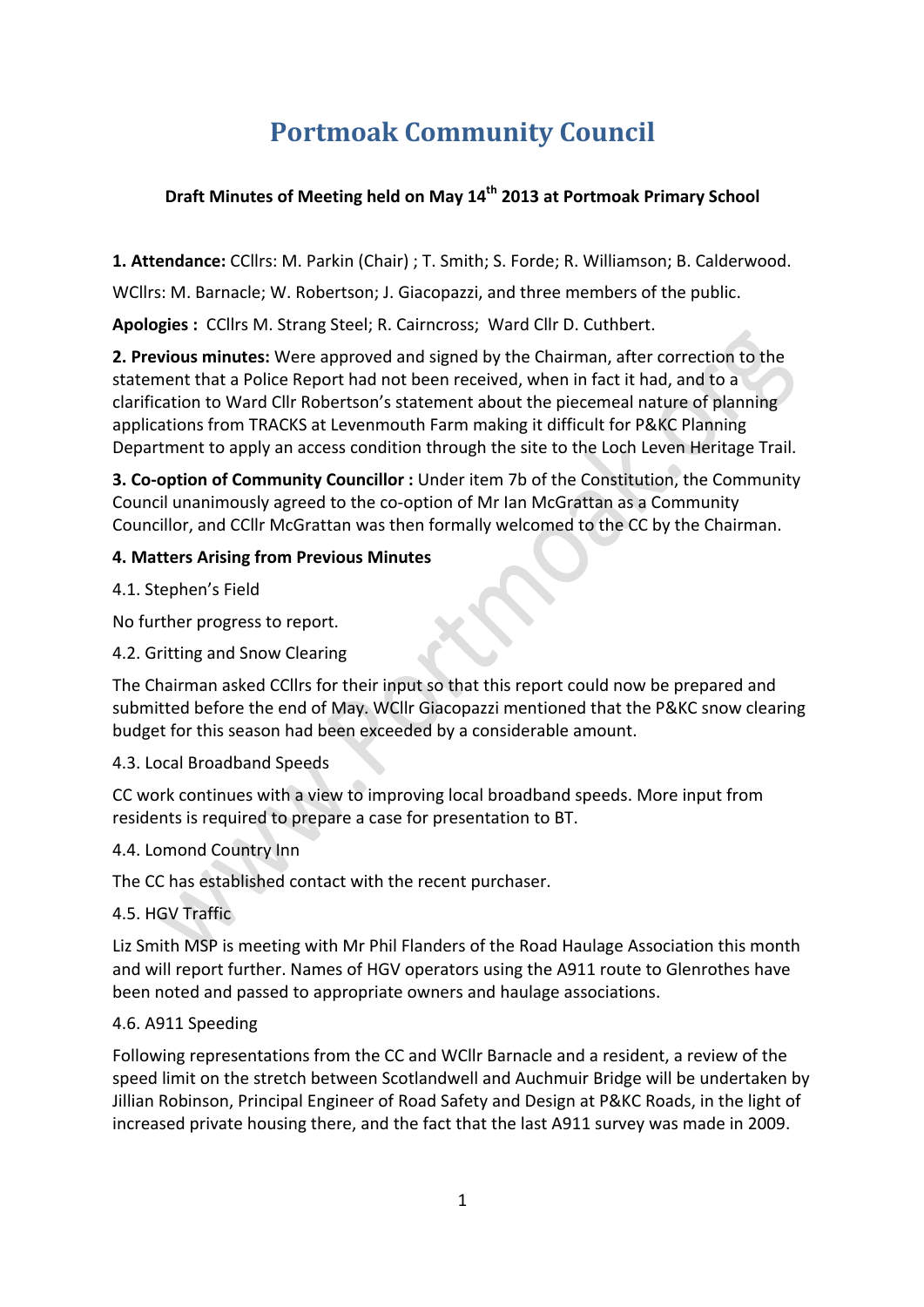# Portmoak Community Council

**Draft Minutes of Meeting held on May 14th 2013 at Portmoak Primary School**

**1. Attendance:** CCllrs: M. Parkin (Chair) ; T. Smith; S. Forde; R. Williamson; B. Calderwood.

WCllrs: M. Barnacle; W. Robertson; J. Giacopazzi, and three members of the public.

**Apologies :** CCllrs M. Strang Steel; R. Cairncross; Ward Cllr D. Cuthbert.

**2. Previous minutes:** Were approved and signed by the Chairman, after correction to the statement that a Police Report had not been received, when in fact it had, and to a clarification to Ward Cllr Robertson's statement about the piecemeal nature of planning applications from TRACKS at Levenmouth Farm making it difficult for P&KC Planning Department to apply an access condition through the site to the Loch Leven Heritage Trail.

**3. Co-option of Community Councillor :** Under item 7b of the Constitution, the Community Council unanimously agreed to the co-option of Mr Ian McGrattan as a Community Councillor, and CCllr McGrattan was then formally welcomed to the CC by the Chairman.

**4. Matters Arising from Previous Minutes**

4.1. Stephen's Field

No further progress to report.

4.2. Gritting and Snow Clearing

The Chairman asked CCllrs for their input so that this report could now be prepared and submitted before the end of May. WCllr Giacopazzi mentioned that the P&KC snow clearing budget for this season had been exceeded by a considerable amount.

4.3. Local Broadband Speeds

CC work continues with a view to improving local broadband speeds. More input from residents is required to prepare a case for presentation to BT.

4.4. Lomond Country Inn

The CC has established contact with the recent purchaser.

4.5. HGV Traffic

Liz Smith MSP is meeting with Mr Phil Flanders of the Road Haulage Association this month and will report further. Names of HGV operators using the A911 route to Glenrothes have been noted and passed to appropriate owners and haulage associations.

4.6. A911 Speeding

Following representations from the CC and WCllr Barnacle and a resident, a review of the speed limit on the stretch between Scotlandwell and Auchmuir Bridge will be undertaken by Jillian Robinson, Principal Engineer of Road Safety and Design at P&KC Roads, in the light of increased private housing there, and the fact that the last A911 survey was made in 2009.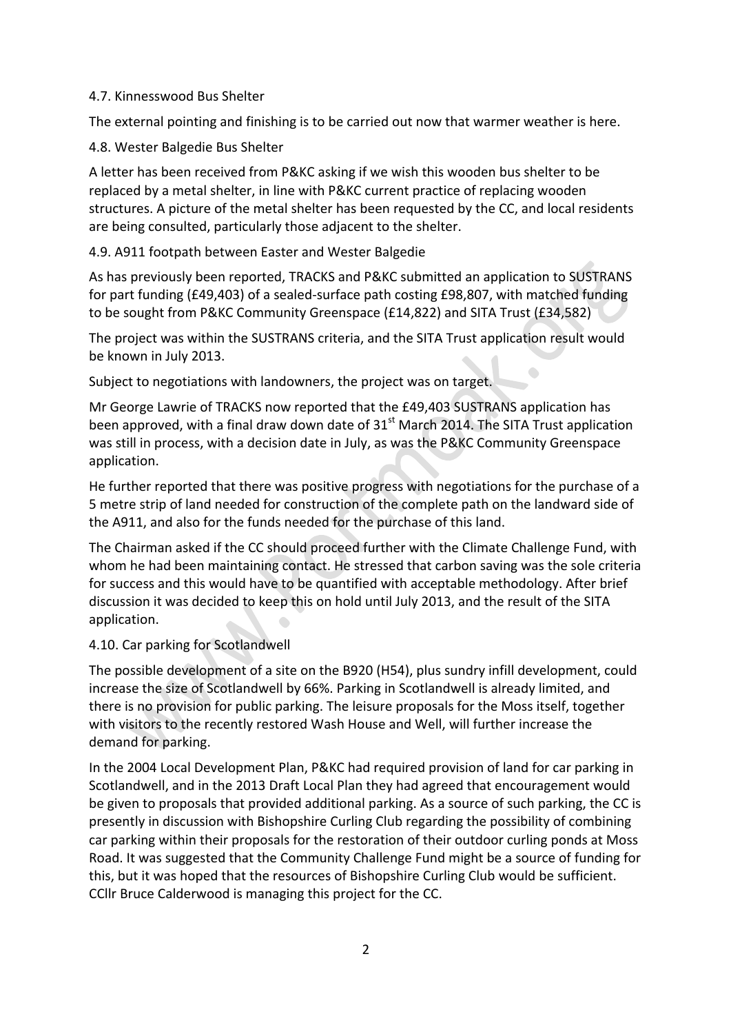4.7. Kinnesswood Bus Shelter

The external pointing and finishing is to be carried out now that warmer weather is here.

4.8. Wester Balgedie Bus Shelter

A letter has been received from P&KC asking if we wish this wooden bus shelter to be replaced by a metal shelter, in line with P&KC current practice of replacing wooden structures. A picture of the metal shelter has been requested by the CC, and local residents are being consulted, particularly those adjacent to the shelter.

4.9. A911 footpath between Easter and Wester Balgedie

As has previously been reported, TRACKS and P&KC submitted an application to SUSTRANS for part funding (£49,403) of a sealed-surface path costing £98,807, with matched funding to be sought from P&KC Community Greenspace (£14,822) and SITA Trust (£34,582)

The project was within the SUSTRANS criteria, and the SITA Trust application result would be known in July 2013.

Subject to negotiations with landowners, the project was on target.

Mr George Lawrie of TRACKS now reported that the £49,403 SUSTRANS application has been approved, with a final draw down date of 31st March 2014. The SITA Trust application was still in process, with a decision date in July, as was the P&KC Community Greenspace application.

He further reported that there was positive progress with negotiations for the purchase of a 5 metre strip of land needed for construction of the complete path on the landward side of the A911, and also for the funds needed for the purchase of this land.

The Chairman asked if the CC should proceed further with the Climate Challenge Fund, with whom he had been maintaining contact. He stressed that carbon saving was the sole criteria for success and this would have to be quantified with acceptable methodology. After brief discussion it was decided to keep this on hold until July 2013, and the result of the SITA application.

4.10. Car parking for Scotlandwell

The possible development of a site on the B920 (H54), plus sundry infill development, could increase the size of Scotlandwell by 66%. Parking in Scotlandwell is already limited, and there is no provision for public parking. The leisure proposals for the Moss itself, together with visitors to the recently restored Wash House and Well, will further increase the demand for parking.

In the 2004 Local Development Plan, P&KC had required provision of land for car parking in Scotlandwell, and in the 2013 Draft Local Plan they had agreed that encouragement would be given to proposals that provided additional parking. As a source of such parking, the CC is presently in discussion with Bishopshire Curling Club regarding the possibility of combining car parking within their proposals for the restoration of their outdoor curling ponds at Moss Road. It was suggested that the Community Challenge Fund might be a source of funding for this, but it was hoped that the resources of Bishopshire Curling Club would be sufficient. CCllr Bruce Calderwood is managing this project for the CC.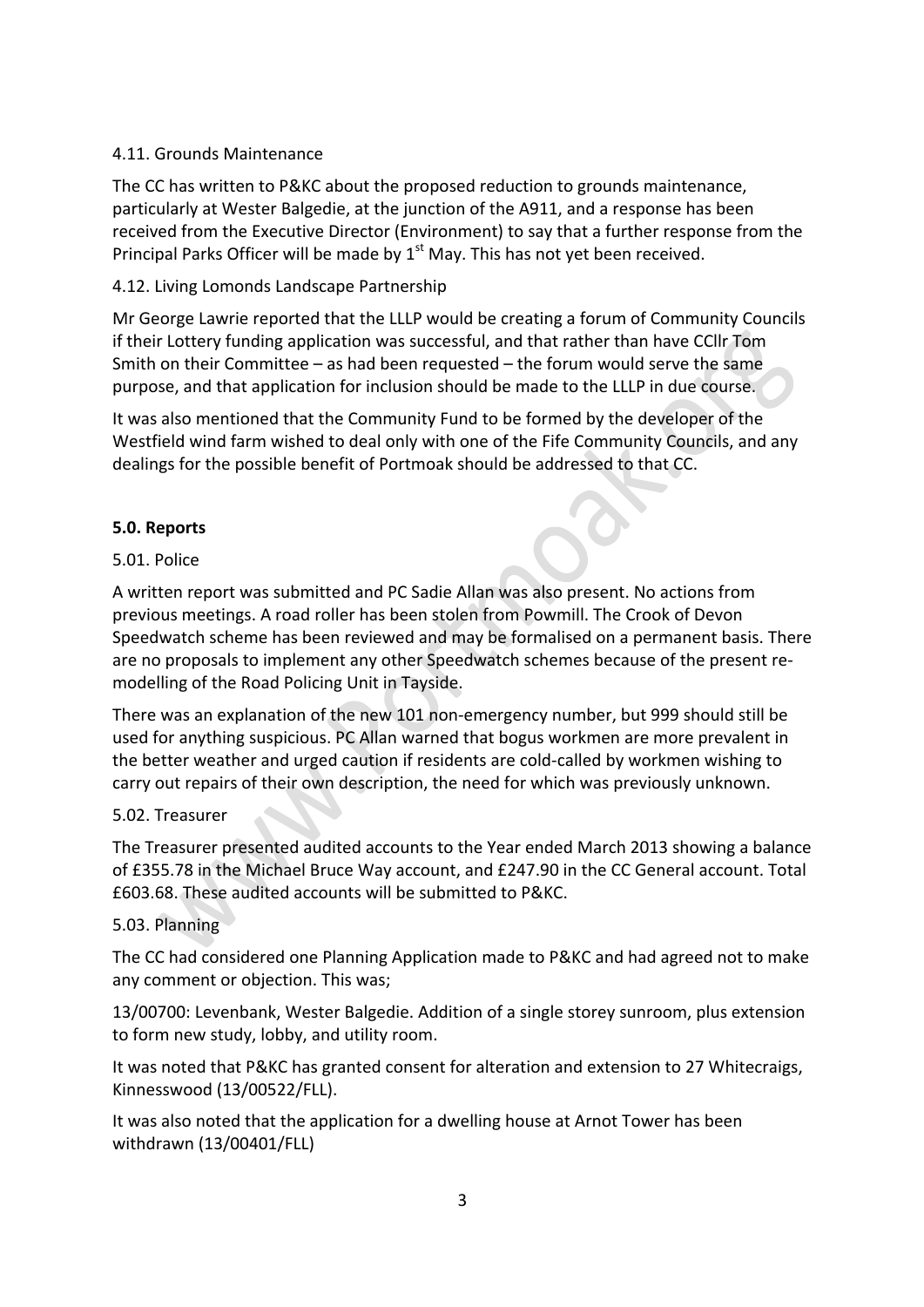4.11. Grounds Maintenance

The CC has written to P&KC about the proposed reduction to grounds maintenance, particularly at Wester Balgedie, at the junction of the A911, and a response has been received from the Executive Director (Environment) to say that a further response from the Principal Parks Officer will be made by 1st May. This has not yet been received.

4.12. Living Lomonds Landscape Partnership

Mr George Lawrie reported that the LLLP would be creating a forum of Community Councils if their Lottery funding application was successful, and that rather than have CCllr Tom Smith on their Committee – as had been requested – the forum would serve the same purpose, and that application for inclusion should be made to the LLLP in due course.

It was also mentioned that the Community Fund to be formed by the developer of the Westfield wind farm wished to deal only with one of the Fife Community Councils, and any dealings for the possible benefit of Portmoak should be addressed to that CC.

**5.0. Reports**

5.01. Police

A written report was submitted and PC Sadie Allan was also present. No actions from previous meetings. A road roller has been stolen from Powmill. The Crook of Devon Speedwatch scheme has been reviewed and may be formalised on a permanent basis. There are no proposals to implement any other Speedwatch schemes because of the present re-modelling of the Road Policing Unit in Tayside.

There was an explanation of the new 101 non-emergency number, but 999 should still be used for anything suspicious. PC Allan warned that bogus workmen are more prevalent in the better weather and urged caution if residents are cold-called by workmen wishing to carry out repairs of their own description, the need for which was previously unknown.

5.02. Treasurer

The Treasurer presented audited accounts to the Year ended March 2013 showing a balance of £355.78 in the Michael Bruce Way account, and £247.90 in the CC General account. Total £603.68. These audited accounts will be submitted to P&KC.

5.03. Planning

The CC had considered one Planning Application made to P&KC and had agreed not to make any comment or objection. This was;

13/00700: Levenbank, Wester Balgedie. Addition of a single storey sunroom, plus extension to form new study, lobby, and utility room.

It was noted that P&KC has granted consent for alteration and extension to 27 Whitecraigs, Kinnesswood (13/00522/FLL).

It was also noted that the application for a dwelling house at Arnot Tower has been withdrawn (13/00401/FLL)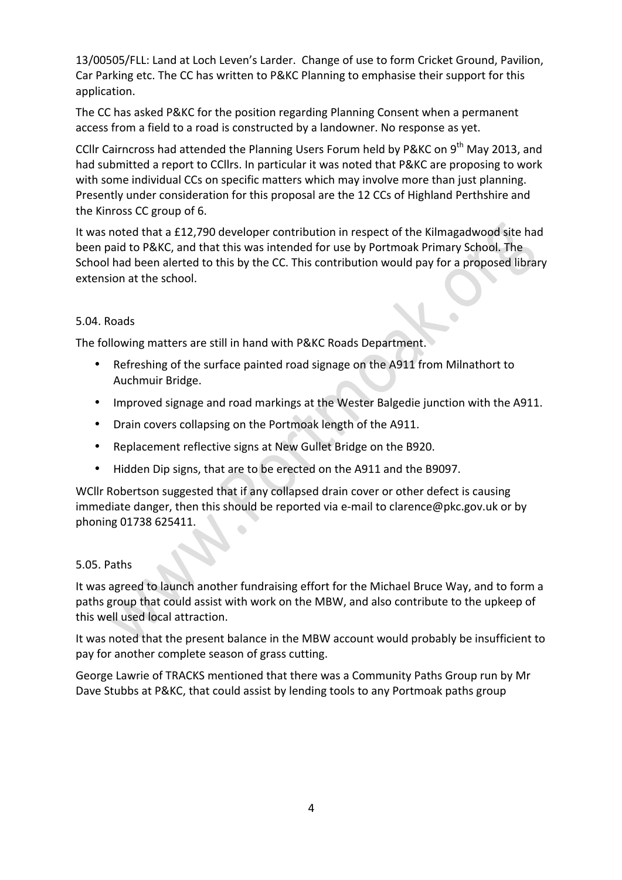13/00505/FLL: Land at Loch Leven's Larder. Change of use to form Cricket Ground, Pavilion, Car Parking etc. The CC has written to P&KC Planning to emphasise their support for this application.

The CC has asked P&KC for the position regarding Planning Consent when a permanent access from a field to a road is constructed by a landowner. No response as yet.

CCllr Cairncross had attended the Planning Users Forum held by P&KC on 9th May 2013, and had submitted a report to CCllrs. In particular it was noted that P&KC are proposing to work with some individual CCs on specific matters which may involve more than just planning. Presently under consideration for this proposal are the 12 CCs of Highland Perthshire and the Kinross CC group of 6.

It was noted that a £12,790 developer contribution in respect of the Kilmagadwood site had been paid to P&KC, and that this was intended for use by Portmoak Primary School. The School had been alerted to this by the CC. This contribution would pay for a proposed library extension at the school.

5.04. Roads

The following matters are still in hand with P&KC Roads Department.

- Refreshing of the surface painted road signage on the A911 from Milnathort to Auchmuir Bridge.
- Improved signage and road markings at the Wester Balgedie junction with the A911.
- Drain covers collapsing on the Portmoak length of the A911.
- Replacement reflective signs at New Gullet Bridge on the B920.
- Hidden Dip signs, that are to be erected on the A911 and the B9097.

WCllr Robertson suggested that if any collapsed drain cover or other defect is causing immediate danger, then this should be reported via e-mail to clarence@pkc.gov.uk or by phoning 01738 625411.

5.05. Paths

It was agreed to launch another fundraising effort for the Michael Bruce Way, and to form a paths group that could assist with work on the MBW, and also contribute to the upkeep of this well used local attraction.

It was noted that the present balance in the MBW account would probably be insufficient to pay for another complete season of grass cutting.

George Lawrie of TRACKS mentioned that there was a Community Paths Group run by Mr Dave Stubbs at P&KC, that could assist by lending tools to any Portmoak paths group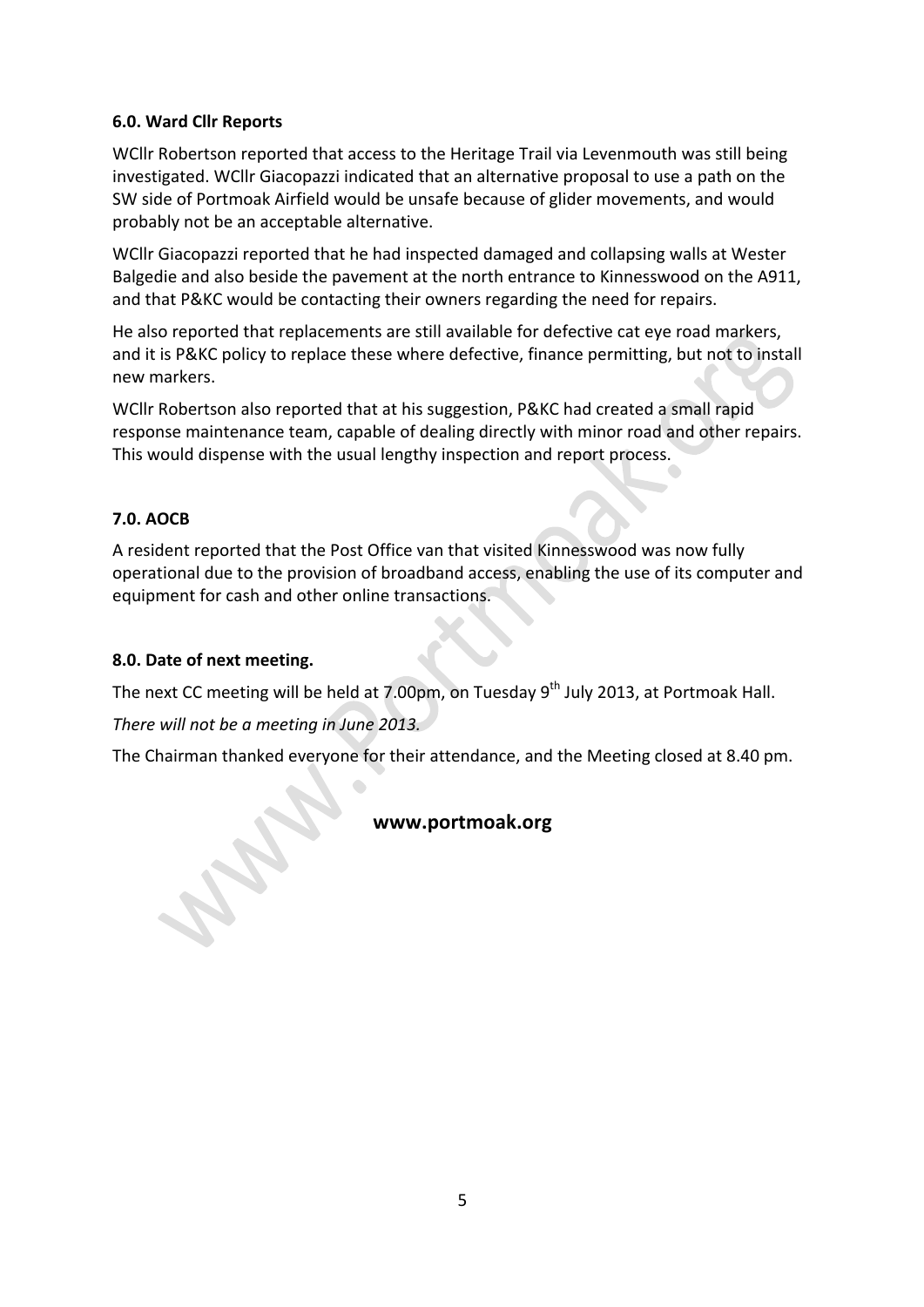### 6.0. Ward Cllr Reports

WCllr Robertson reported that access to the Heritage Trail via Levenmouth was still being investigated. WCllr Giacopazzi indicated that an alternative proposal to use a path on the SW side of Portmoak Airfield would be unsafe because of glider movements, and would probably not be an acceptable alternative.

WCllr Giacopazzi reported that he had inspected damaged and collapsing walls at Wester Balgedie and also beside the pavement at the north entrance to Kinnesswood on the A911, and that P&KC would be contacting their owners regarding the need for repairs.

He also reported that replacements are still available for defective cat eye road markers, and it is P&KC policy to replace these where defective, finance permitting, but not to install new markers.

WCllr Robertson also reported that at his suggestion, P&KC had created a small rapid response maintenance team, capable of dealing directly with minor road and other repairs. This would dispense with the usual lengthy inspection and report process.

### 7.0. AOCB

A resident reported that the Post Office van that visited Kinnesswood was now fully operational due to the provision of broadband access, enabling the use of its computer and equipment for cash and other online transactions.

### 8.0. Date of next meeting.

The next CC meeting will be held at 7.00pm, on Tuesday 9th July 2013, at Portmoak Hall.

*There will not be a meeting in June 2013.*

The Chairman thanked everyone for their attendance, and the Meeting closed at 8.40 pm.

**www.portmoak.org**